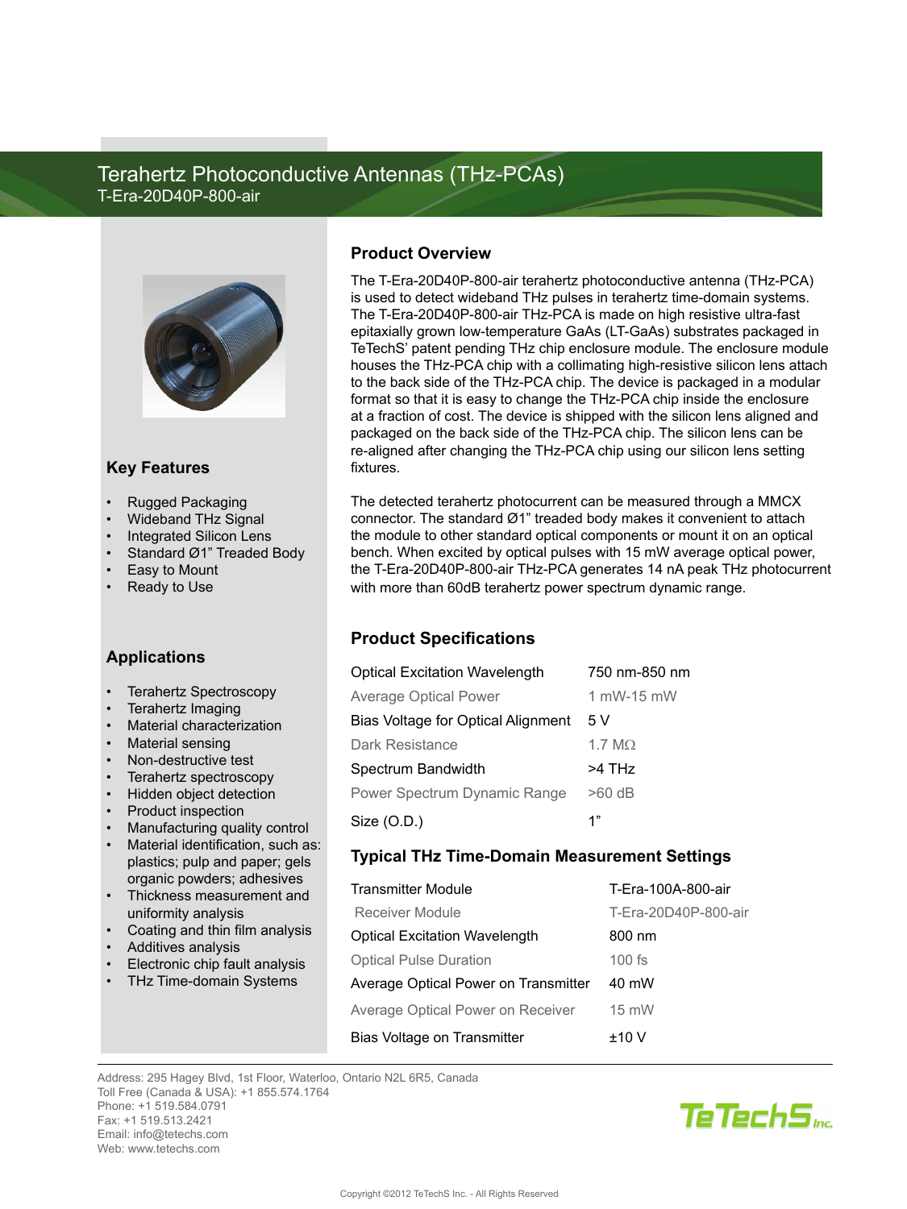# Terahertz Photoconductive Antennas (THz-PCAs)

T-Era-20D40P-800-air

## Product Overview

The T-Era-20D40P-800-air terahertz photoconductive antenna (THz-PCA) is used to detect wideband THz pulses in terahertz time-domain systems. The T-Era-20D40P-800-air THz-PCA is made on high resistive ultra-fast epitaxially grown low-temperature GaAs (LT-GaAs) substrates packaged in TeTechS' patent pending THz chip enclosure module. The enclosure module houses the THz-PCA chip with a collimating high-resistive silicon lens attach to the back side of the THz-PCA chip. The device is packaged in a modular format so that it is easy to change the THz-PCA chip inside the enclosure at a fraction of cost. The device is shipped with the silicon lens aligned and packaged on the back side of the THz-PCA chip. The silicon lens can be re-aligned after changing the THz-PCA chip using our silicon lens setting fixtures.

The detected terahertz photocurrent can be measured through a MMCX connector. The standard Ø1" treaded body makes it convenient to attach the module to other standard optical components or mount it on an optical bench. When excited by optical pulses with 15 mW average optical power, the T-Era-20D40P-800-air THz-PCA generates 14 nA peak THz photocurrent with more than 60dB terahertz power spectrum dynamic range.

## Key Features

- Rugged Packaging
- Wideband THz Signal
- Integrated Silicon Lens
- Standard Ø1" Treaded Body
- Easy to Mount
- Ready to Use

## Applications

- Terahertz Spectroscopy
- Terahertz Imaging
- Material characterization
- Material sensing
- Non-destructive test
- Terahertz spectroscopy
- Hidden object detection
- Product inspection
- Manufacturing quality control
- Material identification, such as: plastics; pulp and paper; gels organic powders; adhesives
- Thickness measurement and uniformity analysis
- Coating and thin film analysis
- Additives analysis
- Electronic chip fault analysis
- THz Time-domain Systems

## Product Specifications

| | |
|---|---|
| Optical Excitation Wavelength | 750 nm-850 nm |
| Average Optical Power | 1 mW-15 mW |
| Bias Voltage for Optical Alignment | 5 V |
| Dark Resistance | 1.7 MΩ |
| Spectrum Bandwidth | >4 THz |
| Power Spectrum Dynamic Range | >60 dB |
| Size (O.D.) | 1" |

## Typical THz Time-Domain Measurement Settings

| | |
|---|---|
| Transmitter Module | T-Era-100A-800-air |
| Receiver Module | T-Era-20D40P-800-air |
| Optical Excitation Wavelength | 800 nm |
| Optical Pulse Duration | 100 fs |
| Average Optical Power on Transmitter | 40 mW |
| Average Optical Power on Receiver | 15 mW |
| Bias Voltage on Transmitter | ±10 V |

Address: 295 Hagey Blvd, 1st Floor, Waterloo, Ontario N2L 6R5, Canada
Toll Free (Canada & USA): +1 855.574.1764
Phone: +1 519.584.0791
Fax: +1 519.513.2421
Email: info@tetechs.com
Web: www.tetechs.com

TeTechS Inc.

Copyright ©2012 TeTechS Inc. - All Rights Reserved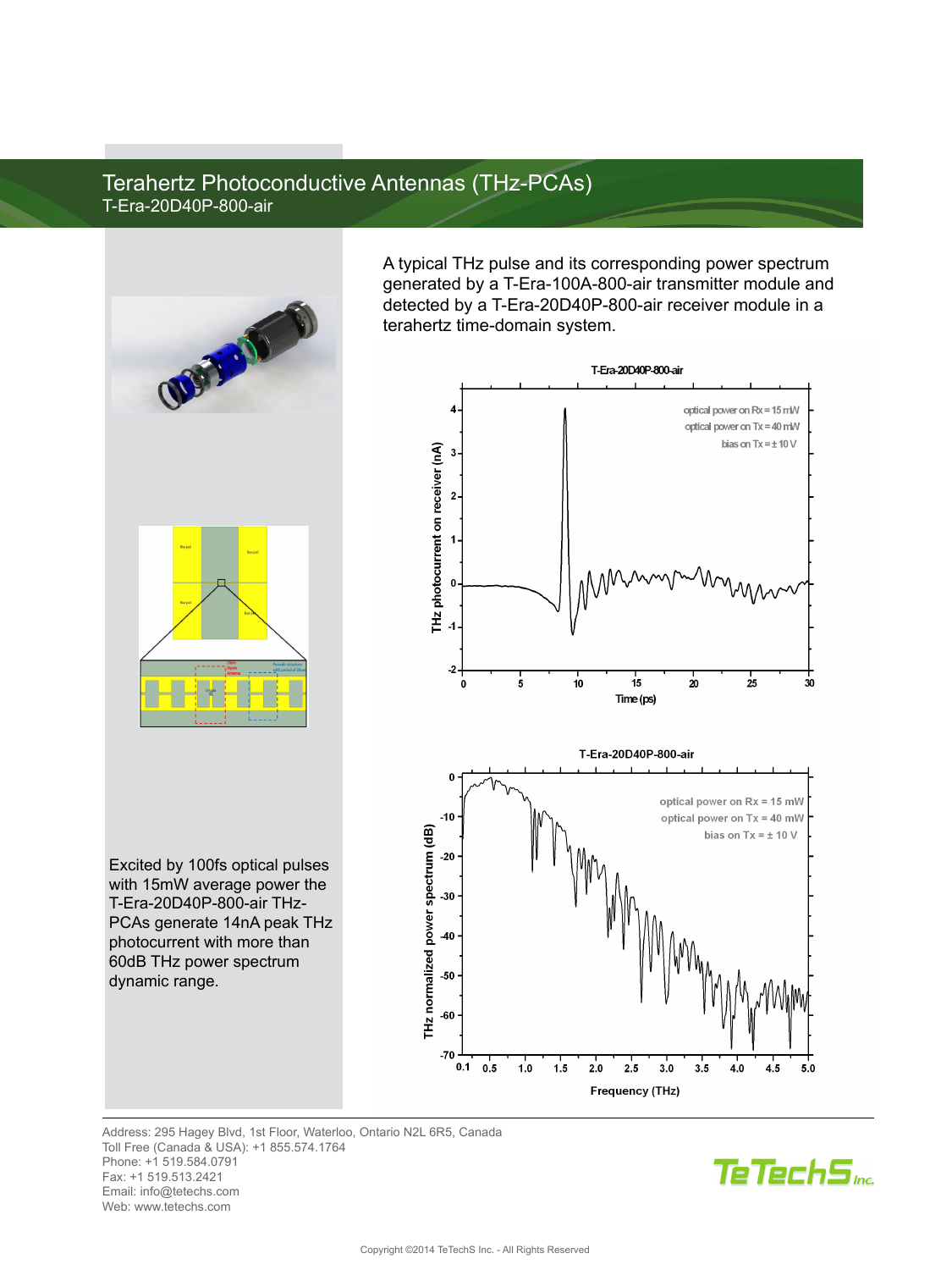# Terahertz Photoconductive Antennas (THz-PCAs)

## T-Era-20D40P-800-air

A typical THz pulse and its corresponding power spectrum generated by a T-Era-100A-800-air transmitter module and detected by a T-Era-20D40P-800-air receiver module in a terahertz time-domain system.

T-Era-20D40P-800-air

optical power on Rx = 15 mW
optical power on Tx = 40 mW
bias on Tx = ± 10 V

THz photocurrent on receiver (nA)

4
3
2
1
0
-1
-2

0 5 10 15 20 25 30

Time (ps)

T-Era-20D40P-800-air

optical power on Rx = 15 mW
optical power on Tx = 40 mW
bias on Tx = ± 10 V

THz normalized power spectrum (dB)

0
-10
-20
-30
-40
-50
-60
-70

0.1 0.5 1.0 1.5 2.0 2.5 3.0 3.5 4.0 4.5 5.0

Frequency (THz)

Excited by 100fs optical pulses with 15mW average power the T-Era-20D40P-800-air THz-PCAs generate 14nA peak THz photocurrent with more than 60dB THz power spectrum dynamic range.

Address: 295 Hagey Blvd, 1st Floor, Waterloo, Ontario N2L 6R5, Canada
Toll Free (Canada & USA): +1 855.574.1764
Phone: +1 519.584.0791
Fax: +1 519.513.2421
Email: info@tetechs.com
Web: www.tetechs.com

TeTechS Inc.

Copyright ©2014 TeTechS Inc. - All Rights Reserved